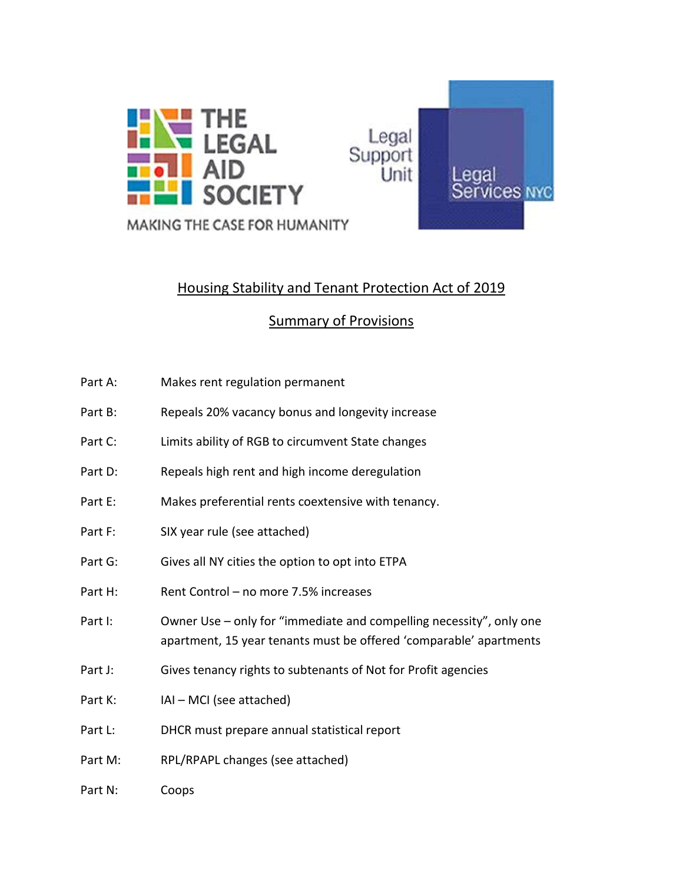THE LEGAL AID SOCIETY

MAKING THE CASE FOR HUMANITY

Legal Support Unit

Legal Services NYC

## Housing Stability and Tenant Protection Act of 2019

## Summary of Provisions

| | |
|---|---|
| Part A: | Makes rent regulation permanent |
| Part B: | Repeals 20% vacancy bonus and longevity increase |
| Part C: | Limits ability of RGB to circumvent State changes |
| Part D: | Repeals high rent and high income deregulation |
| Part E: | Makes preferential rents coextensive with tenancy. |
| Part F: | SIX year rule (see attached) |
| Part G: | Gives all NY cities the option to opt into ETPA |
| Part H: | Rent Control – no more 7.5% increases |
| Part I: | Owner Use – only for "immediate and compelling necessity", only one apartment, 15 year tenants must be offered 'comparable' apartments |
| Part J: | Gives tenancy rights to subtenants of Not for Profit agencies |
| Part K: | IAI – MCI (see attached) |
| Part L: | DHCR must prepare annual statistical report |
| Part M: | RPL/RPAPL changes (see attached) |
| Part N: | Coops |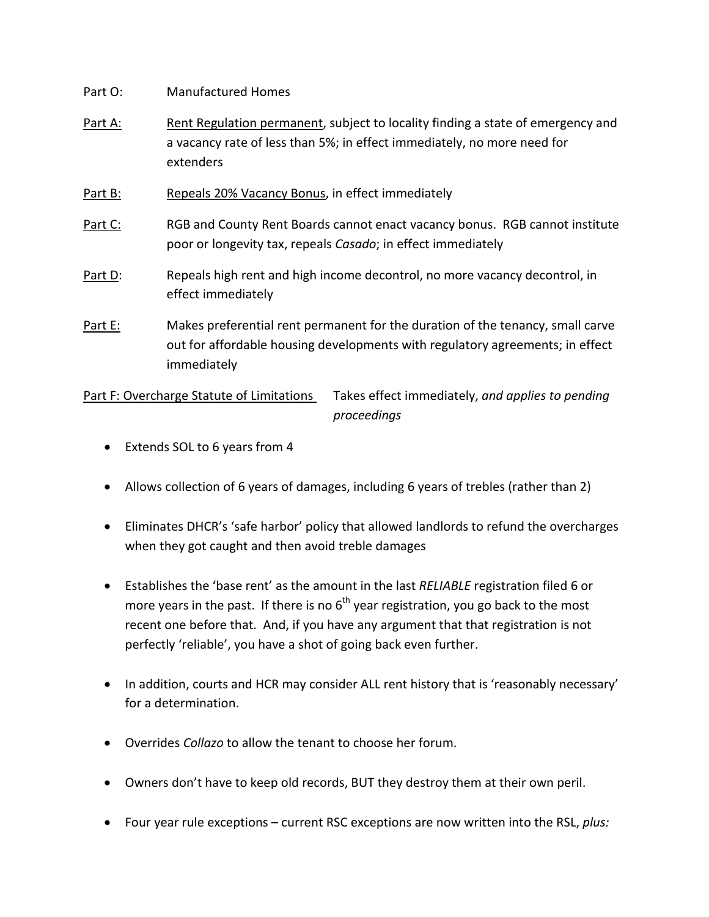Part O: Manufactured Homes

<u>Part A:</u> <u>Rent Regulation permanent</u>, subject to locality finding a state of emergency and a vacancy rate of less than 5%; in effect immediately, no more need for extenders

<u>Part B:</u> <u>Repeals 20% Vacancy Bonus</u>, in effect immediately

<u>Part C:</u> RGB and County Rent Boards cannot enact vacancy bonus. RGB cannot institute poor or longevity tax, repeals *Casado*; in effect immediately

<u>Part D</u>: Repeals high rent and high income decontrol, no more vacancy decontrol, in effect immediately

<u>Part E:</u> Makes preferential rent permanent for the duration of the tenancy, small carve out for affordable housing developments with regulatory agreements; in effect immediately

<u>Part F: Overcharge Statute of Limitations</u> Takes effect immediately, *and applies to pending proceedings*

- Extends SOL to 6 years from 4
- Allows collection of 6 years of damages, including 6 years of trebles (rather than 2)
- Eliminates DHCR's 'safe harbor' policy that allowed landlords to refund the overcharges when they got caught and then avoid treble damages
- Establishes the 'base rent' as the amount in the last *RELIABLE* registration filed 6 or more years in the past. If there is no 6th year registration, you go back to the most recent one before that. And, if you have any argument that that registration is not perfectly 'reliable', you have a shot of going back even further.
- In addition, courts and HCR may consider ALL rent history that is 'reasonably necessary' for a determination.
- Overrides *Collazo* to allow the tenant to choose her forum.
- Owners don't have to keep old records, BUT they destroy them at their own peril.
- Four year rule exceptions – current RSC exceptions are now written into the RSL, *plus:*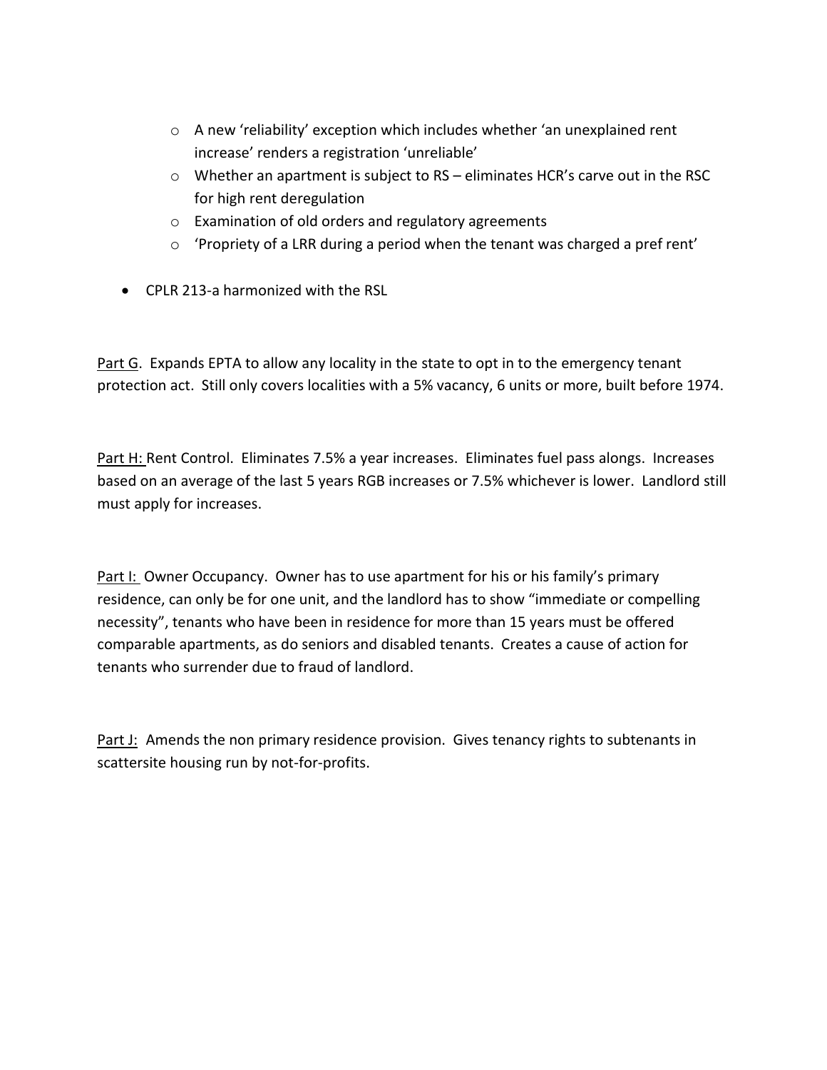- A new 'reliability' exception which includes whether 'an unexplained rent increase' renders a registration 'unreliable'
  - Whether an apartment is subject to RS – eliminates HCR's carve out in the RSC for high rent deregulation
  - Examination of old orders and regulatory agreements
  - 'Propriety of a LRR during a period when the tenant was charged a pref rent'

- CPLR 213-a harmonized with the RSL

<u>Part G</u>. Expands EPTA to allow any locality in the state to opt in to the emergency tenant protection act. Still only covers localities with a 5% vacancy, 6 units or more, built before 1974.

<u>Part H:</u> Rent Control. Eliminates 7.5% a year increases. Eliminates fuel pass alongs. Increases based on an average of the last 5 years RGB increases or 7.5% whichever is lower. Landlord still must apply for increases.

<u>Part I:</u> Owner Occupancy. Owner has to use apartment for his or his family's primary residence, can only be for one unit, and the landlord has to show "immediate or compelling necessity", tenants who have been in residence for more than 15 years must be offered comparable apartments, as do seniors and disabled tenants. Creates a cause of action for tenants who surrender due to fraud of landlord.

<u>Part J:</u> Amends the non primary residence provision. Gives tenancy rights to subtenants in scattersite housing run by not-for-profits.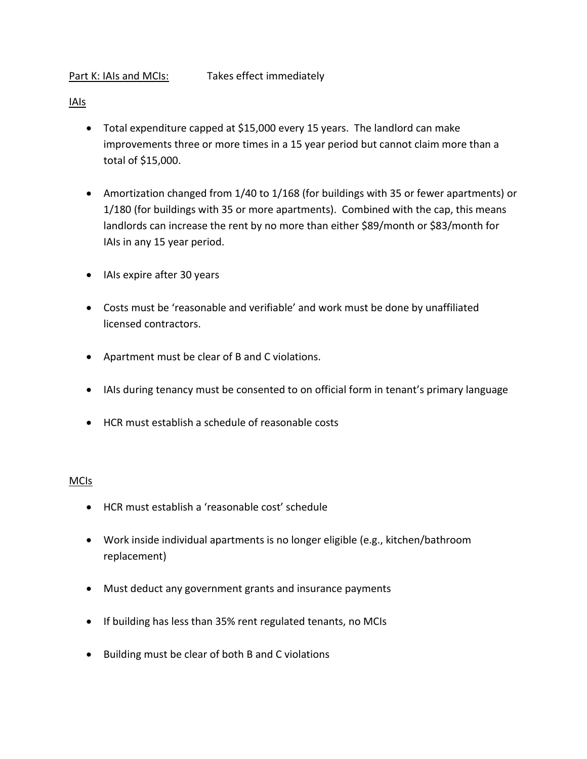Part K: IAIs and MCIs: Takes effect immediately

IAIs

- Total expenditure capped at $15,000 every 15 years. The landlord can make improvements three or more times in a 15 year period but cannot claim more than a total of $15,000.
- Amortization changed from 1/40 to 1/168 (for buildings with 35 or fewer apartments) or 1/180 (for buildings with 35 or more apartments). Combined with the cap, this means landlords can increase the rent by no more than either $89/month or $83/month for IAIs in any 15 year period.
- IAIs expire after 30 years
- Costs must be 'reasonable and verifiable' and work must be done by unaffiliated licensed contractors.
- Apartment must be clear of B and C violations.
- IAIs during tenancy must be consented to on official form in tenant's primary language
- HCR must establish a schedule of reasonable costs

MCIs

- HCR must establish a 'reasonable cost' schedule
- Work inside individual apartments is no longer eligible (e.g., kitchen/bathroom replacement)
- Must deduct any government grants and insurance payments
- If building has less than 35% rent regulated tenants, no MCIs
- Building must be clear of both B and C violations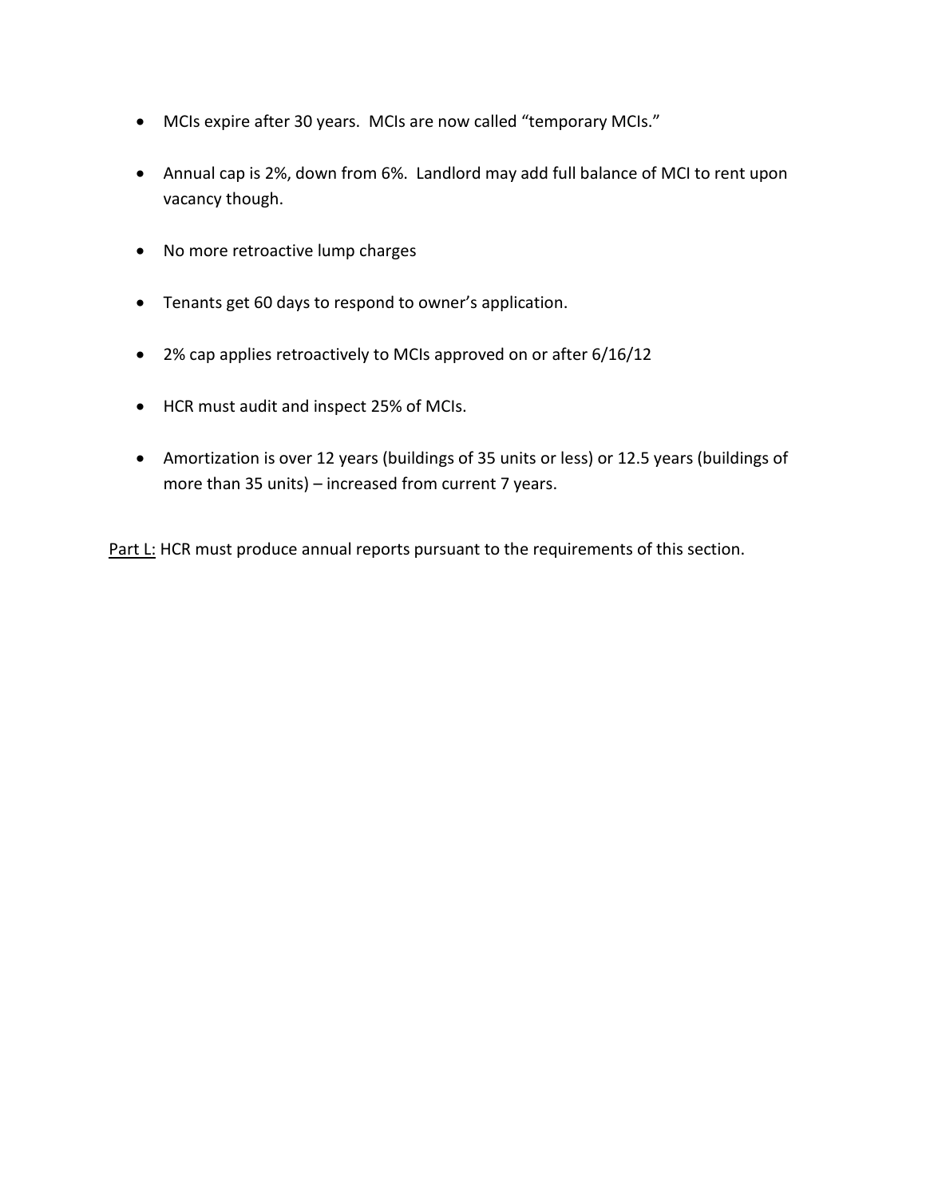- MCIs expire after 30 years. MCIs are now called "temporary MCIs."
- Annual cap is 2%, down from 6%. Landlord may add full balance of MCI to rent upon vacancy though.
- No more retroactive lump charges
- Tenants get 60 days to respond to owner's application.
- 2% cap applies retroactively to MCIs approved on or after 6/16/12
- HCR must audit and inspect 25% of MCIs.
- Amortization is over 12 years (buildings of 35 units or less) or 12.5 years (buildings of more than 35 units) – increased from current 7 years.

<u>Part L:</u> HCR must produce annual reports pursuant to the requirements of this section.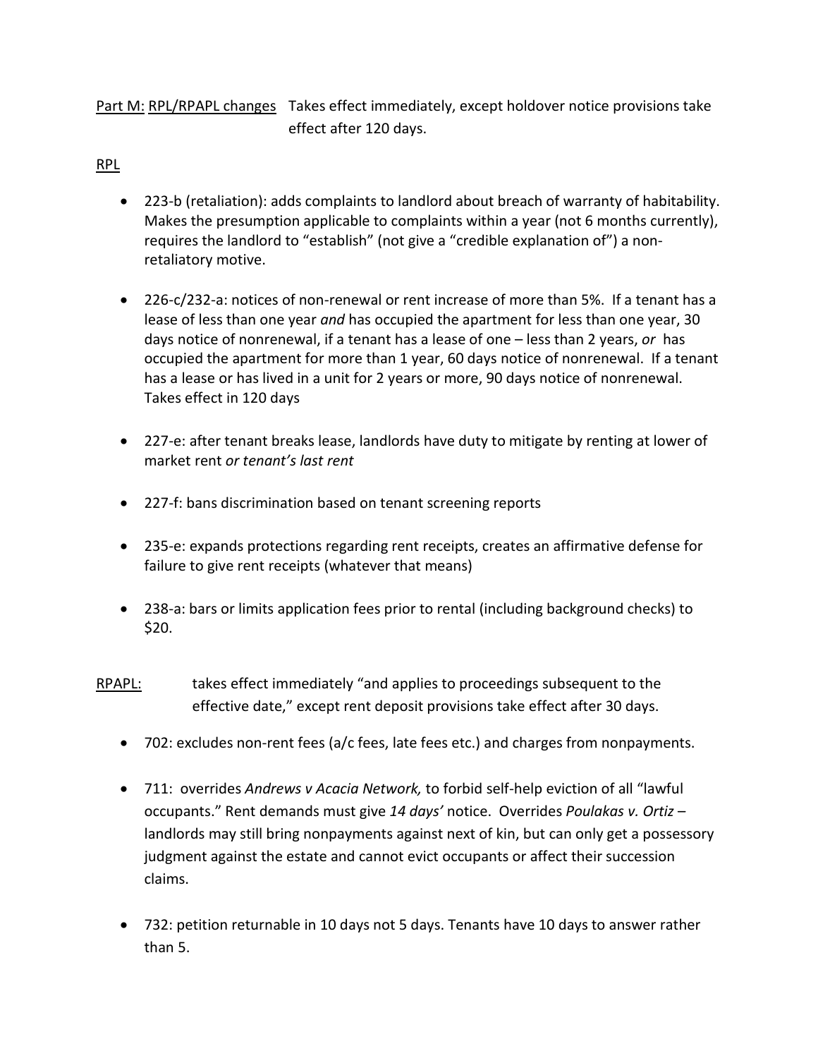<u>Part M:</u> <u>RPL/RPAPL changes</u> Takes effect immediately, except holdover notice provisions take effect after 120 days.

<u>RPL</u>

- 223-b (retaliation): adds complaints to landlord about breach of warranty of habitability. Makes the presumption applicable to complaints within a year (not 6 months currently), requires the landlord to "establish" (not give a "credible explanation of") a non-retaliatory motive.

- 226-c/232-a: notices of non-renewal or rent increase of more than 5%. If a tenant has a lease of less than one year *and* has occupied the apartment for less than one year, 30 days notice of nonrenewal, if a tenant has a lease of one – less than 2 years, *or* has occupied the apartment for more than 1 year, 60 days notice of nonrenewal. If a tenant has a lease or has lived in a unit for 2 years or more, 90 days notice of nonrenewal. Takes effect in 120 days

- 227-e: after tenant breaks lease, landlords have duty to mitigate by renting at lower of market rent *or tenant's last rent*

- 227-f: bans discrimination based on tenant screening reports

- 235-e: expands protections regarding rent receipts, creates an affirmative defense for failure to give rent receipts (whatever that means)

- 238-a: bars or limits application fees prior to rental (including background checks) to $20.

<u>RPAPL:</u> takes effect immediately "and applies to proceedings subsequent to the effective date," except rent deposit provisions take effect after 30 days.

- 702: excludes non-rent fees (a/c fees, late fees etc.) and charges from nonpayments.

- 711: overrides *Andrews v Acacia Network,* to forbid self-help eviction of all "lawful occupants." Rent demands must give *14 days'* notice. Overrides *Poulakas v. Ortiz* – landlords may still bring nonpayments against next of kin, but can only get a possessory judgment against the estate and cannot evict occupants or affect their succession claims.

- 732: petition returnable in 10 days not 5 days. Tenants have 10 days to answer rather than 5.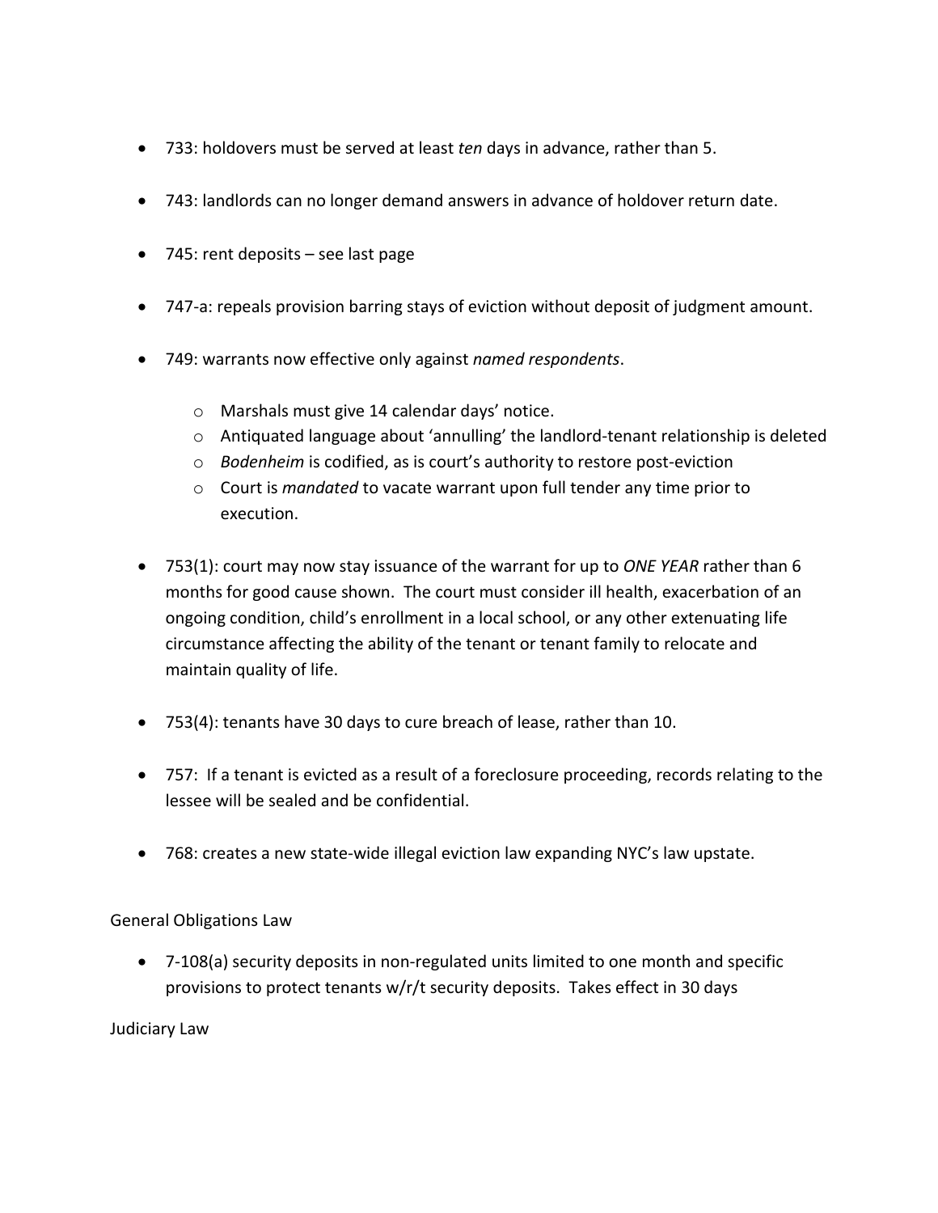- 733: holdovers must be served at least *ten* days in advance, rather than 5.

- 743: landlords can no longer demand answers in advance of holdover return date.

- 745: rent deposits – see last page

- 747-a: repeals provision barring stays of eviction without deposit of judgment amount.

- 749: warrants now effective only against *named respondents*.
    - Marshals must give 14 calendar days' notice.
    - Antiquated language about 'annulling' the landlord-tenant relationship is deleted
    - *Bodenheim* is codified, as is court's authority to restore post-eviction
    - Court is *mandated* to vacate warrant upon full tender any time prior to execution.

- 753(1): court may now stay issuance of the warrant for up to *ONE YEAR* rather than 6 months for good cause shown. The court must consider ill health, exacerbation of an ongoing condition, child's enrollment in a local school, or any other extenuating life circumstance affecting the ability of the tenant or tenant family to relocate and maintain quality of life.

- 753(4): tenants have 30 days to cure breach of lease, rather than 10.

- 757: If a tenant is evicted as a result of a foreclosure proceeding, records relating to the lessee will be sealed and be confidential.

- 768: creates a new state-wide illegal eviction law expanding NYC's law upstate.

General Obligations Law

- 7-108(a) security deposits in non-regulated units limited to one month and specific provisions to protect tenants w/r/t security deposits. Takes effect in 30 days

Judiciary Law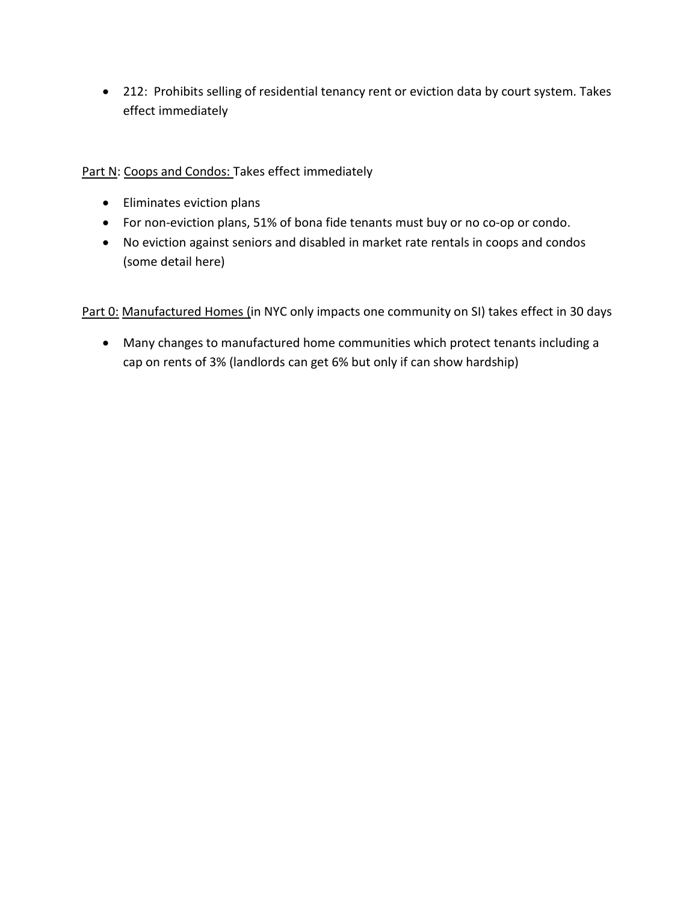- 212: Prohibits selling of residential tenancy rent or eviction data by court system. Takes effect immediately

Part N: Coops and Condos: Takes effect immediately

- Eliminates eviction plans
- For non-eviction plans, 51% of bona fide tenants must buy or no co-op or condo.
- No eviction against seniors and disabled in market rate rentals in coops and condos (some detail here)

Part 0: Manufactured Homes (in NYC only impacts one community on SI) takes effect in 30 days

- Many changes to manufactured home communities which protect tenants including a cap on rents of 3% (landlords can get 6% but only if can show hardship)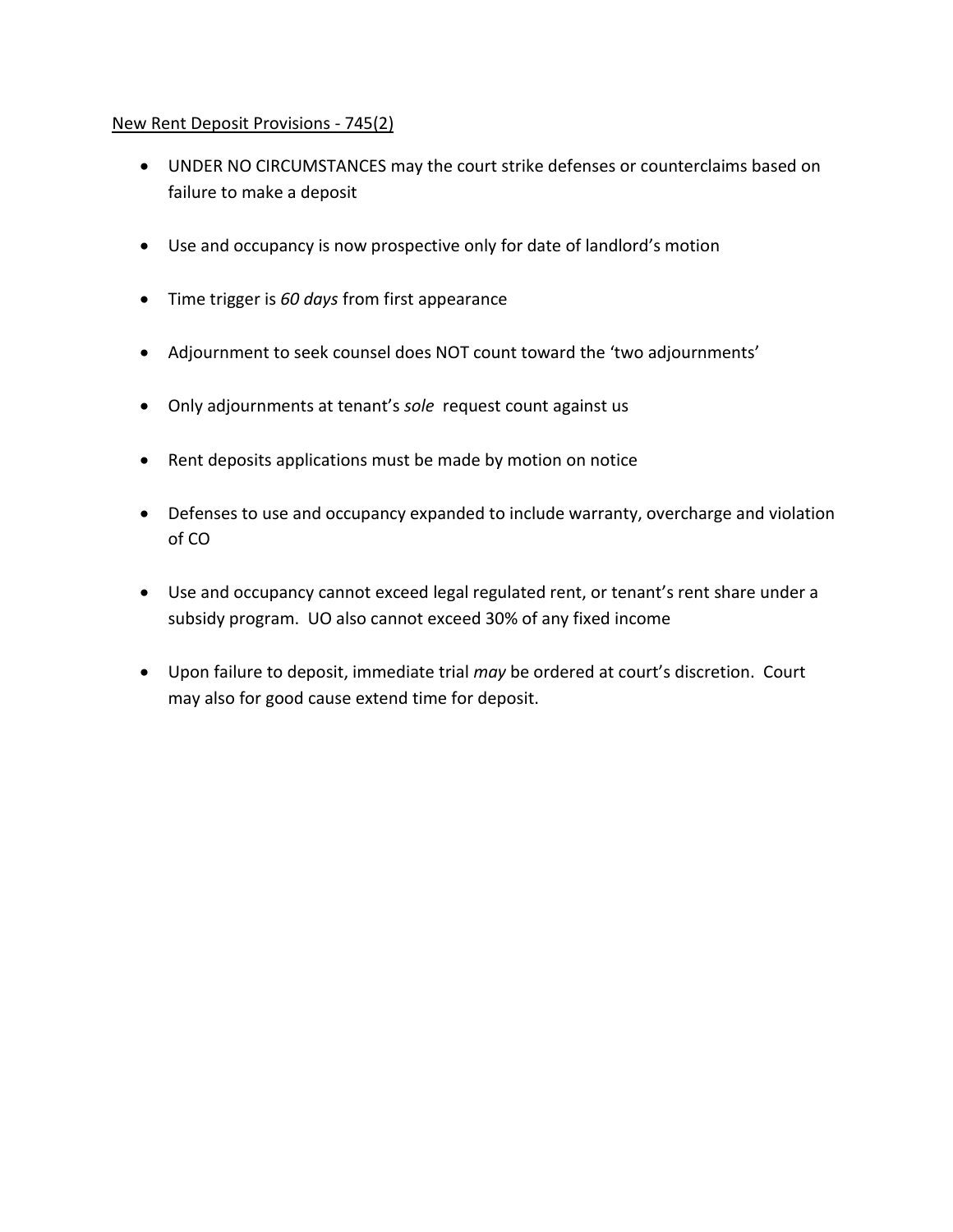<u>New Rent Deposit Provisions - 745(2)</u>

- UNDER NO CIRCUMSTANCES may the court strike defenses or counterclaims based on failure to make a deposit
- Use and occupancy is now prospective only for date of landlord's motion
- Time trigger is *60 days* from first appearance
- Adjournment to seek counsel does NOT count toward the 'two adjournments'
- Only adjournments at tenant's *sole* request count against us
- Rent deposits applications must be made by motion on notice
- Defenses to use and occupancy expanded to include warranty, overcharge and violation of CO
- Use and occupancy cannot exceed legal regulated rent, or tenant's rent share under a subsidy program. UO also cannot exceed 30% of any fixed income
- Upon failure to deposit, immediate trial *may* be ordered at court's discretion. Court may also for good cause extend time for deposit.